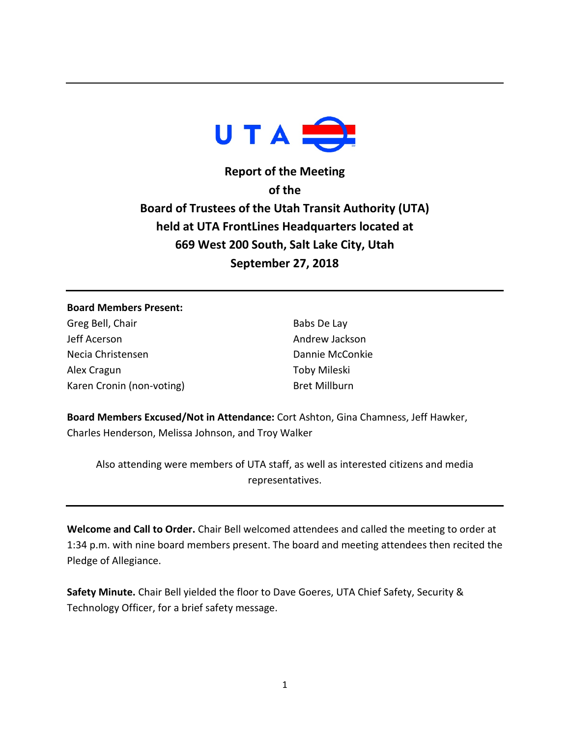# Report of the Meeting of the Board of Trustees of the Utah Transit Authority (UTA) held at UTA FrontLines Headquarters located at 669 West 200 South, Salt Lake City, Utah September 27, 2018

**Board Members Present:**

Greg Bell, Chair
Jeff Acerson
Necia Christensen
Alex Cragun
Karen Cronin (non-voting)
Babs De Lay
Andrew Jackson
Dannie McConkie
Toby Mileski
Bret Millburn

**Board Members Excused/Not in Attendance:** Cort Ashton, Gina Chamness, Jeff Hawker, Charles Henderson, Melissa Johnson, and Troy Walker

Also attending were members of UTA staff, as well as interested citizens and media representatives.

---

**Welcome and Call to Order.** Chair Bell welcomed attendees and called the meeting to order at 1:34 p.m. with nine board members present. The board and meeting attendees then recited the Pledge of Allegiance.

**Safety Minute.** Chair Bell yielded the floor to Dave Goeres, UTA Chief Safety, Security & Technology Officer, for a brief safety message.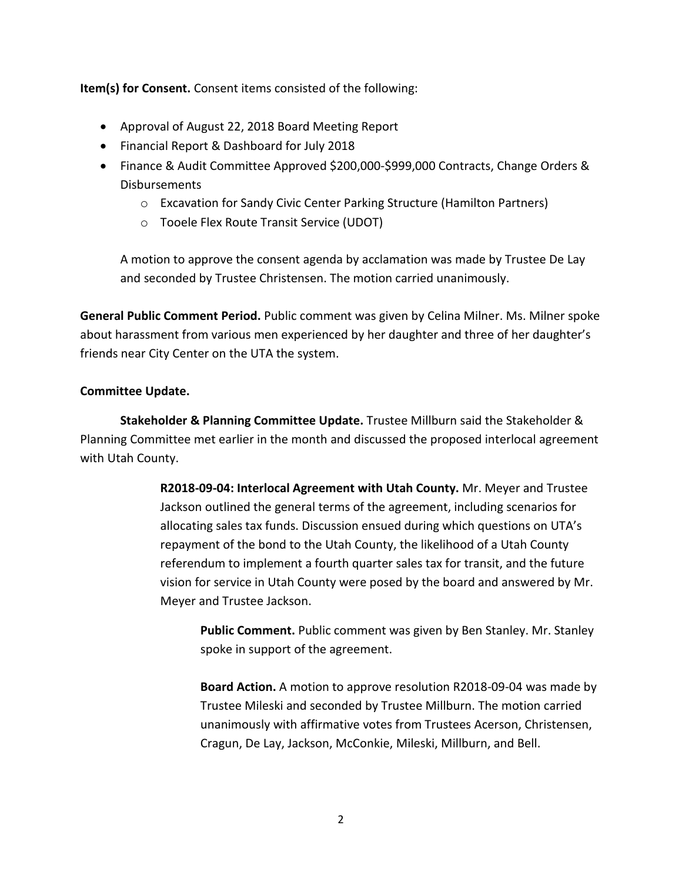**Item(s) for Consent.** Consent items consisted of the following:

- Approval of August 22, 2018 Board Meeting Report
- Financial Report & Dashboard for July 2018
- Finance & Audit Committee Approved $200,000-$999,000 Contracts, Change Orders & Disbursements
  - Excavation for Sandy Civic Center Parking Structure (Hamilton Partners)
  - Tooele Flex Route Transit Service (UDOT)

  A motion to approve the consent agenda by acclamation was made by Trustee De Lay and seconded by Trustee Christensen. The motion carried unanimously.

**General Public Comment Period.** Public comment was given by Celina Milner. Ms. Milner spoke about harassment from various men experienced by her daughter and three of her daughter's friends near City Center on the UTA the system.

**Committee Update.**

**Stakeholder & Planning Committee Update.** Trustee Millburn said the Stakeholder & Planning Committee met earlier in the month and discussed the proposed interlocal agreement with Utah County.

**R2018-09-04: Interlocal Agreement with Utah County.** Mr. Meyer and Trustee Jackson outlined the general terms of the agreement, including scenarios for allocating sales tax funds. Discussion ensued during which questions on UTA's repayment of the bond to the Utah County, the likelihood of a Utah County referendum to implement a fourth quarter sales tax for transit, and the future vision for service in Utah County were posed by the board and answered by Mr. Meyer and Trustee Jackson.

**Public Comment.** Public comment was given by Ben Stanley. Mr. Stanley spoke in support of the agreement.

**Board Action.** A motion to approve resolution R2018-09-04 was made by Trustee Mileski and seconded by Trustee Millburn. The motion carried unanimously with affirmative votes from Trustees Acerson, Christensen, Cragun, De Lay, Jackson, McConkie, Mileski, Millburn, and Bell.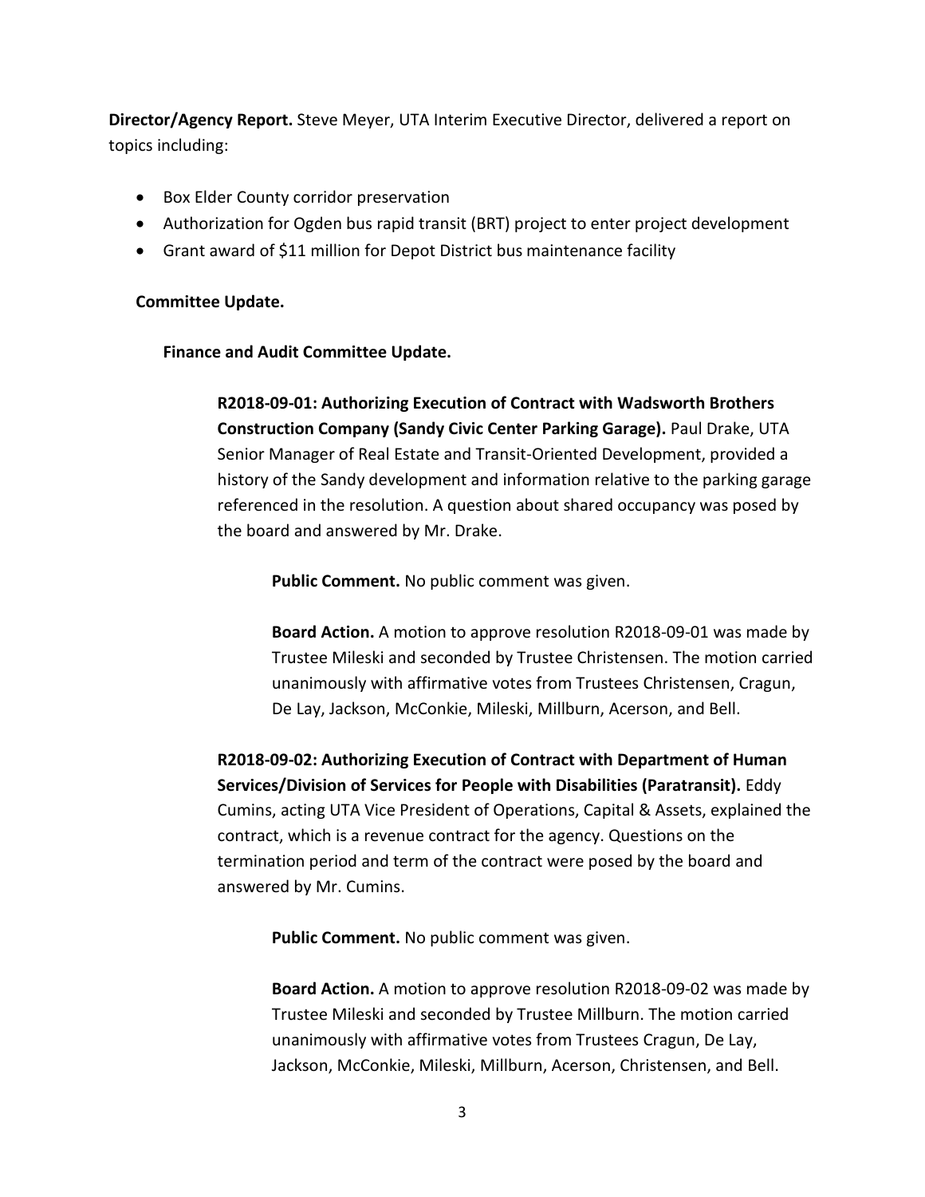**Director/Agency Report.** Steve Meyer, UTA Interim Executive Director, delivered a report on topics including:

- Box Elder County corridor preservation
- Authorization for Ogden bus rapid transit (BRT) project to enter project development
- Grant award of $11 million for Depot District bus maintenance facility

**Committee Update.**

**Finance and Audit Committee Update.**

**R2018-09-01: Authorizing Execution of Contract with Wadsworth Brothers Construction Company (Sandy Civic Center Parking Garage).** Paul Drake, UTA Senior Manager of Real Estate and Transit-Oriented Development, provided a history of the Sandy development and information relative to the parking garage referenced in the resolution. A question about shared occupancy was posed by the board and answered by Mr. Drake.

**Public Comment.** No public comment was given.

**Board Action.** A motion to approve resolution R2018-09-01 was made by Trustee Mileski and seconded by Trustee Christensen. The motion carried unanimously with affirmative votes from Trustees Christensen, Cragun, De Lay, Jackson, McConkie, Mileski, Millburn, Acerson, and Bell.

**R2018-09-02: Authorizing Execution of Contract with Department of Human Services/Division of Services for People with Disabilities (Paratransit).** Eddy Cumins, acting UTA Vice President of Operations, Capital & Assets, explained the contract, which is a revenue contract for the agency. Questions on the termination period and term of the contract were posed by the board and answered by Mr. Cumins.

**Public Comment.** No public comment was given.

**Board Action.** A motion to approve resolution R2018-09-02 was made by Trustee Mileski and seconded by Trustee Millburn. The motion carried unanimously with affirmative votes from Trustees Cragun, De Lay, Jackson, McConkie, Mileski, Millburn, Acerson, Christensen, and Bell.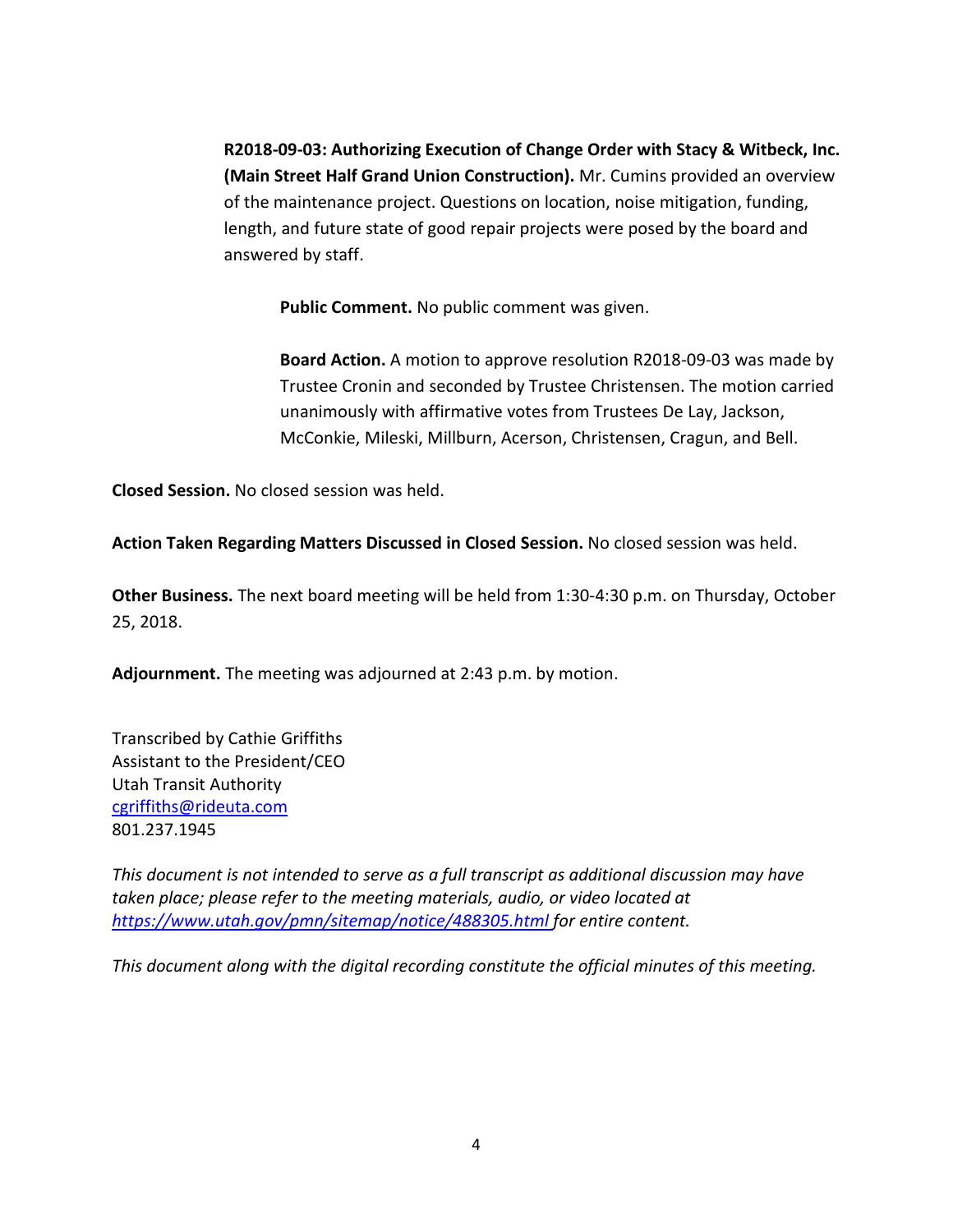**R2018-09-03: Authorizing Execution of Change Order with Stacy & Witbeck, Inc. (Main Street Half Grand Union Construction).** Mr. Cumins provided an overview of the maintenance project. Questions on location, noise mitigation, funding, length, and future state of good repair projects were posed by the board and answered by staff.

**Public Comment.** No public comment was given.

**Board Action.** A motion to approve resolution R2018-09-03 was made by Trustee Cronin and seconded by Trustee Christensen. The motion carried unanimously with affirmative votes from Trustees De Lay, Jackson, McConkie, Mileski, Millburn, Acerson, Christensen, Cragun, and Bell.

**Closed Session.** No closed session was held.

**Action Taken Regarding Matters Discussed in Closed Session.** No closed session was held.

**Other Business.** The next board meeting will be held from 1:30-4:30 p.m. on Thursday, October 25, 2018.

**Adjournment.** The meeting was adjourned at 2:43 p.m. by motion.

Transcribed by Cathie Griffiths
Assistant to the President/CEO
Utah Transit Authority
cgriffiths@rideuta.com
801.237.1945

*This document is not intended to serve as a full transcript as additional discussion may have taken place; please refer to the meeting materials, audio, or video located at https://www.utah.gov/pmn/sitemap/notice/488305.html for entire content.*

*This document along with the digital recording constitute the official minutes of this meeting.*